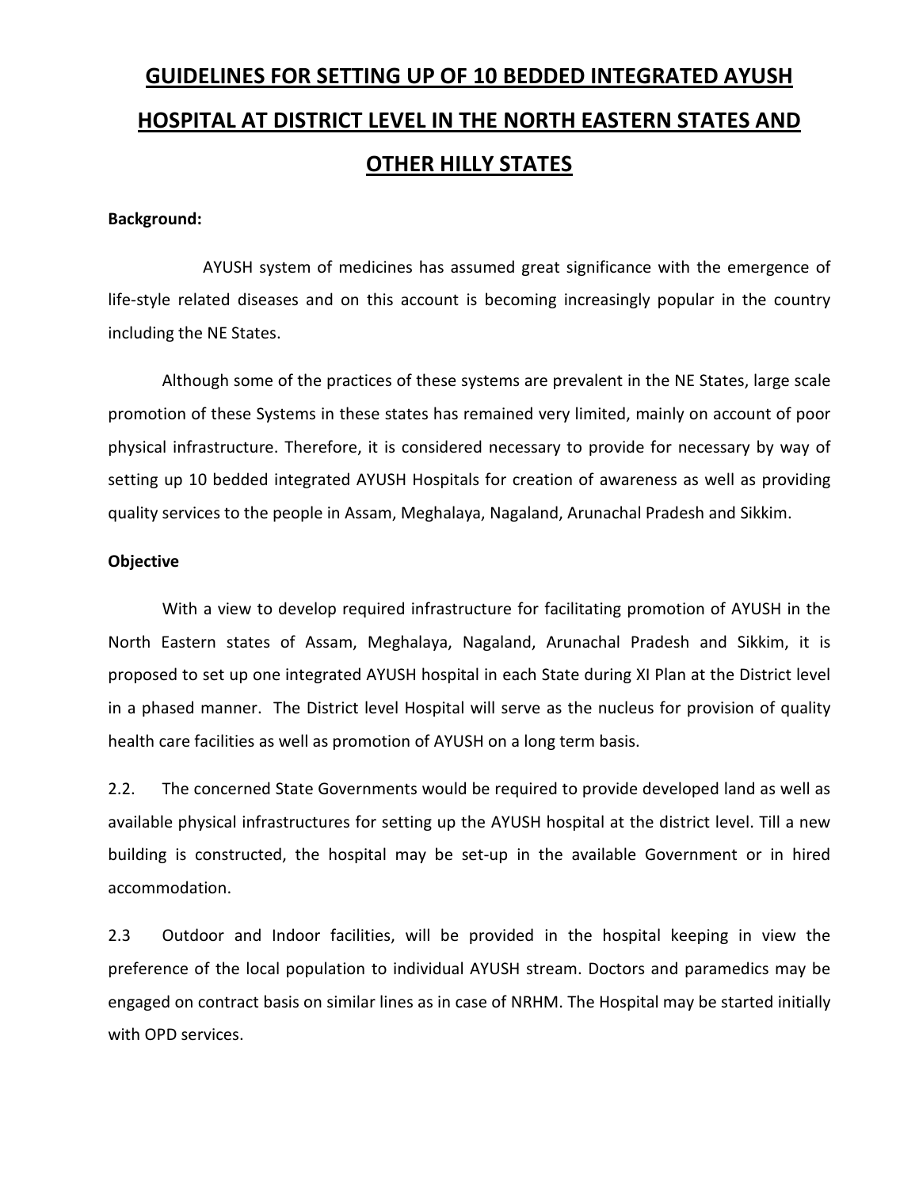# GUIDELINES FOR SETTING UP OF 10 BEDDED INTEGRATED AYUSH HOSPITAL AT DISTRICT LEVEL IN THE NORTH EASTERN STATES AND OTHER HILLY STATES

**Background:**

AYUSH system of medicines has assumed great significance with the emergence of life-style related diseases and on this account is becoming increasingly popular in the country including the NE States.

Although some of the practices of these systems are prevalent in the NE States, large scale promotion of these Systems in these states has remained very limited, mainly on account of poor physical infrastructure. Therefore, it is considered necessary to provide for necessary by way of setting up 10 bedded integrated AYUSH Hospitals for creation of awareness as well as providing quality services to the people in Assam, Meghalaya, Nagaland, Arunachal Pradesh and Sikkim.

**Objective**

With a view to develop required infrastructure for facilitating promotion of AYUSH in the North Eastern states of Assam, Meghalaya, Nagaland, Arunachal Pradesh and Sikkim, it is proposed to set up one integrated AYUSH hospital in each State during XI Plan at the District level in a phased manner. The District level Hospital will serve as the nucleus for provision of quality health care facilities as well as promotion of AYUSH on a long term basis.

2.2. The concerned State Governments would be required to provide developed land as well as available physical infrastructures for setting up the AYUSH hospital at the district level. Till a new building is constructed, the hospital may be set-up in the available Government or in hired accommodation.

2.3 Outdoor and Indoor facilities, will be provided in the hospital keeping in view the preference of the local population to individual AYUSH stream. Doctors and paramedics may be engaged on contract basis on similar lines as in case of NRHM. The Hospital may be started initially with OPD services.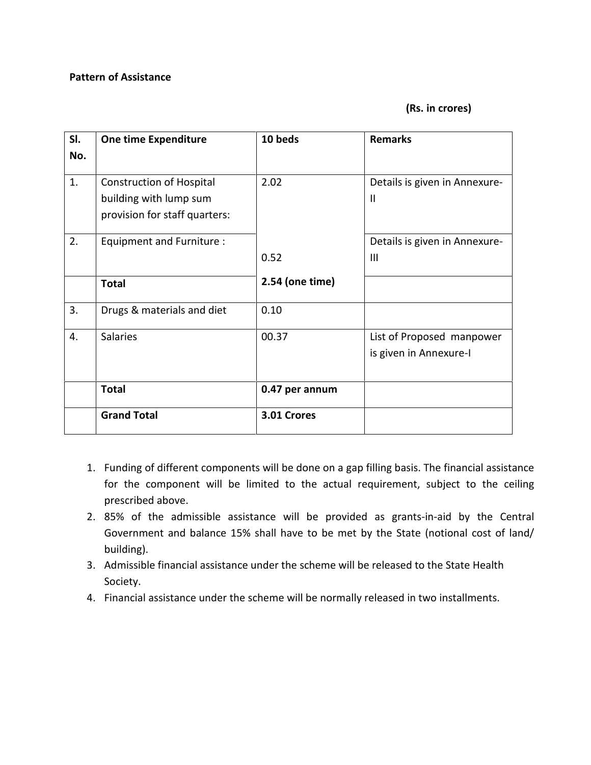**Pattern of Assistance**

**(Rs. in crores)**

| Sl. No. | One time Expenditure | 10 beds | Remarks |
|---|---|---|---|
| 1. | Construction of Hospital building with lump sum provision for staff quarters: | 2.02 | Details is given in Annexure-II |
| 2. | Equipment and Furniture : | 0.52 | Details is given in Annexure-III |
| | **Total** | **2.54 (one time)** | |
| 3. | Drugs & materials and diet | 0.10 | |
| 4. | Salaries | 00.37 | List of Proposed manpower is given in Annexure-I |
| | **Total** | **0.47 per annum** | |
| | **Grand Total** | **3.01 Crores** | |

1. Funding of different components will be done on a gap filling basis. The financial assistance for the component will be limited to the actual requirement, subject to the ceiling prescribed above.
2. 85% of the admissible assistance will be provided as grants-in-aid by the Central Government and balance 15% shall have to be met by the State (notional cost of land/ building).
3. Admissible financial assistance under the scheme will be released to the State Health Society.
4. Financial assistance under the scheme will be normally released in two installments.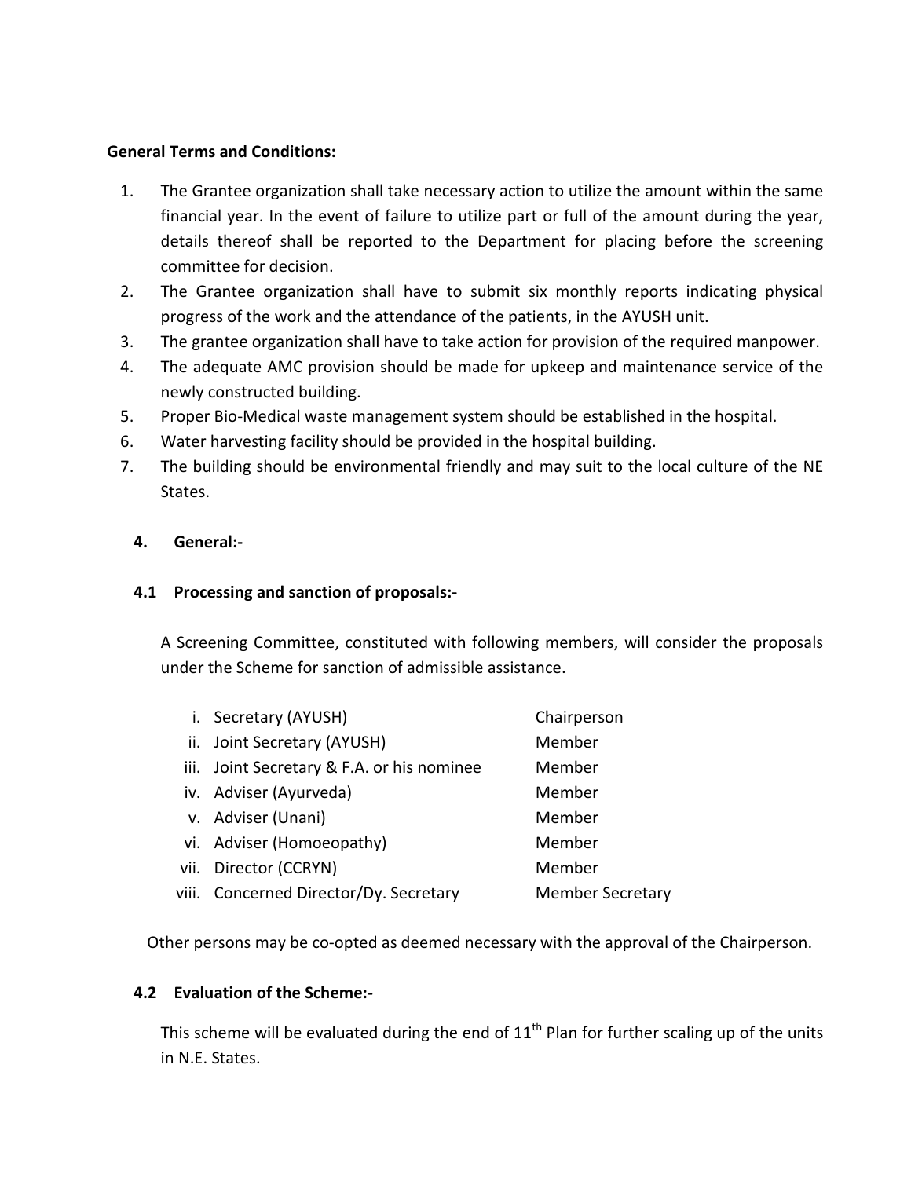**General Terms and Conditions:**

1. The Grantee organization shall take necessary action to utilize the amount within the same financial year. In the event of failure to utilize part or full of the amount during the year, details thereof shall be reported to the Department for placing before the screening committee for decision.
2. The Grantee organization shall have to submit six monthly reports indicating physical progress of the work and the attendance of the patients, in the AYUSH unit.
3. The grantee organization shall have to take action for provision of the required manpower.
4. The adequate AMC provision should be made for upkeep and maintenance service of the newly constructed building.
5. Proper Bio-Medical waste management system should be established in the hospital.
6. Water harvesting facility should be provided in the hospital building.
7. The building should be environmental friendly and may suit to the local culture of the NE States.

## 4. General:-

### 4.1 Processing and sanction of proposals:-

A Screening Committee, constituted with following members, will consider the proposals under the Scheme for sanction of admissible assistance.

| | |
|---|---|
| i. Secretary (AYUSH) | Chairperson |
| ii. Joint Secretary (AYUSH) | Member |
| iii. Joint Secretary & F.A. or his nominee | Member |
| iv. Adviser (Ayurveda) | Member |
| v. Adviser (Unani) | Member |
| vi. Adviser (Homoeopathy) | Member |
| vii. Director (CCRYN) | Member |
| viii. Concerned Director/Dy. Secretary | Member Secretary |

Other persons may be co-opted as deemed necessary with the approval of the Chairperson.

### 4.2 Evaluation of the Scheme:-

This scheme will be evaluated during the end of 11th Plan for further scaling up of the units in N.E. States.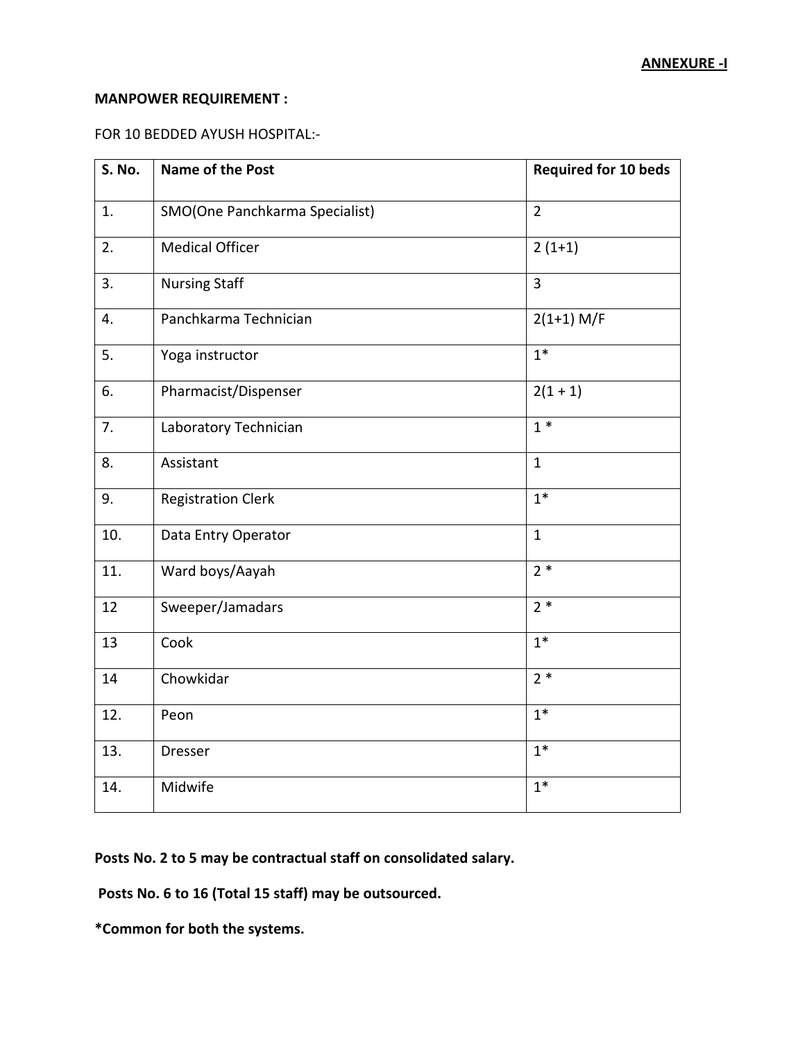**ANNEXURE -I**

**MANPOWER REQUIREMENT :**

FOR 10 BEDDED AYUSH HOSPITAL:-

| S. No. | Name of the Post | Required for 10 beds |
|---|---|---|
| 1. | SMO(One Panchkarma Specialist) | 2 |
| 2. | Medical Officer | 2 (1+1) |
| 3. | Nursing Staff | 3 |
| 4. | Panchkarma Technician | 2(1+1) M/F |
| 5. | Yoga instructor | 1* |
| 6. | Pharmacist/Dispenser | 2(1 + 1) |
| 7. | Laboratory Technician | 1 * |
| 8. | Assistant | 1 |
| 9. | Registration Clerk | 1* |
| 10. | Data Entry Operator | 1 |
| 11. | Ward boys/Aayah | 2 * |
| 12 | Sweeper/Jamadars | 2 * |
| 13 | Cook | 1* |
| 14 | Chowkidar | 2 * |
| 12. | Peon | 1* |
| 13. | Dresser | 1* |
| 14. | Midwife | 1* |

**Posts No. 2 to 5 may be contractual staff on consolidated salary.**

**Posts No. 6 to 16 (Total 15 staff) may be outsourced.**

***Common for both the systems.**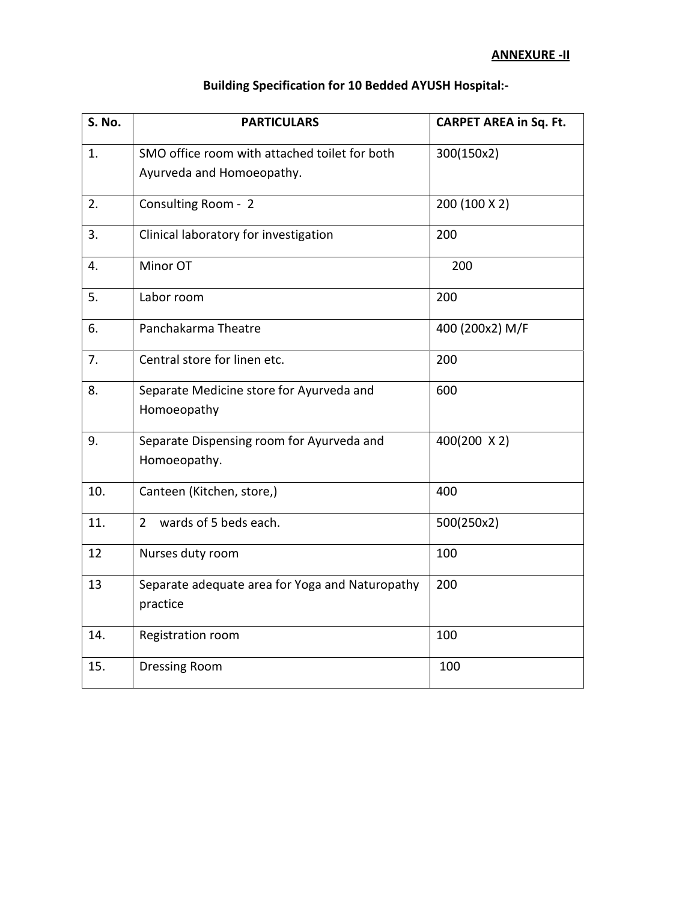**ANNEXURE -II**

## Building Specification for 10 Bedded AYUSH Hospital:-

| S. No. | PARTICULARS | CARPET AREA in Sq. Ft. |
|---|---|---|
| 1. | SMO office room with attached toilet for both Ayurveda and Homoeopathy. | 300(150x2) |
| 2. | Consulting Room - 2 | 200 (100 X 2) |
| 3. | Clinical laboratory for investigation | 200 |
| 4. | Minor OT | 200 |
| 5. | Labor room | 200 |
| 6. | Panchakarma Theatre | 400 (200x2) M/F |
| 7. | Central store for linen etc. | 200 |
| 8. | Separate Medicine store for Ayurveda and Homoeopathy | 600 |
| 9. | Separate Dispensing room for Ayurveda and Homoeopathy. | 400(200 X 2) |
| 10. | Canteen (Kitchen, store,) | 400 |
| 11. | 2 wards of 5 beds each. | 500(250x2) |
| 12 | Nurses duty room | 100 |
| 13 | Separate adequate area for Yoga and Naturopathy practice | 200 |
| 14. | Registration room | 100 |
| 15. | Dressing Room | 100 |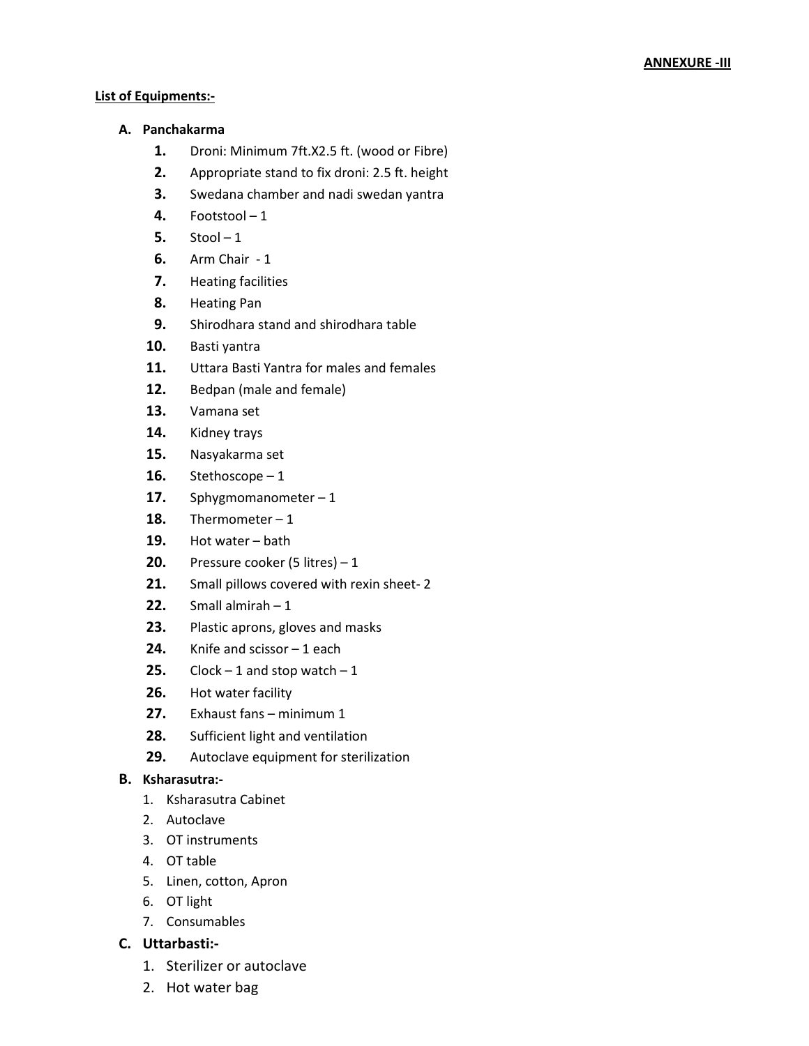**ANNEXURE -III**

**List of Equipments:-**

**A. Panchakarma**

1. Droni: Minimum 7ft.X2.5 ft. (wood or Fibre)
2. Appropriate stand to fix droni: 2.5 ft. height
3. Swedana chamber and nadi swedan yantra
4. Footstool – 1
5. Stool – 1
6. Arm Chair - 1
7. Heating facilities
8. Heating Pan
9. Shirodhara stand and shirodhara table
10. Basti yantra
11. Uttara Basti Yantra for males and females
12. Bedpan (male and female)
13. Vamana set
14. Kidney trays
15. Nasyakarma set
16. Stethoscope – 1
17. Sphygmomanometer – 1
18. Thermometer – 1
19. Hot water – bath
20. Pressure cooker (5 litres) – 1
21. Small pillows covered with rexin sheet- 2
22. Small almirah – 1
23. Plastic aprons, gloves and masks
24. Knife and scissor – 1 each
25. Clock – 1 and stop watch – 1
26. Hot water facility
27. Exhaust fans – minimum 1
28. Sufficient light and ventilation
29. Autoclave equipment for sterilization

**B. Ksharasutra:-**

1. Ksharasutra Cabinet
2. Autoclave
3. OT instruments
4. OT table
5. Linen, cotton, Apron
6. OT light
7. Consumables

**C. Uttarbasti:-**

1. Sterilizer or autoclave
2. Hot water bag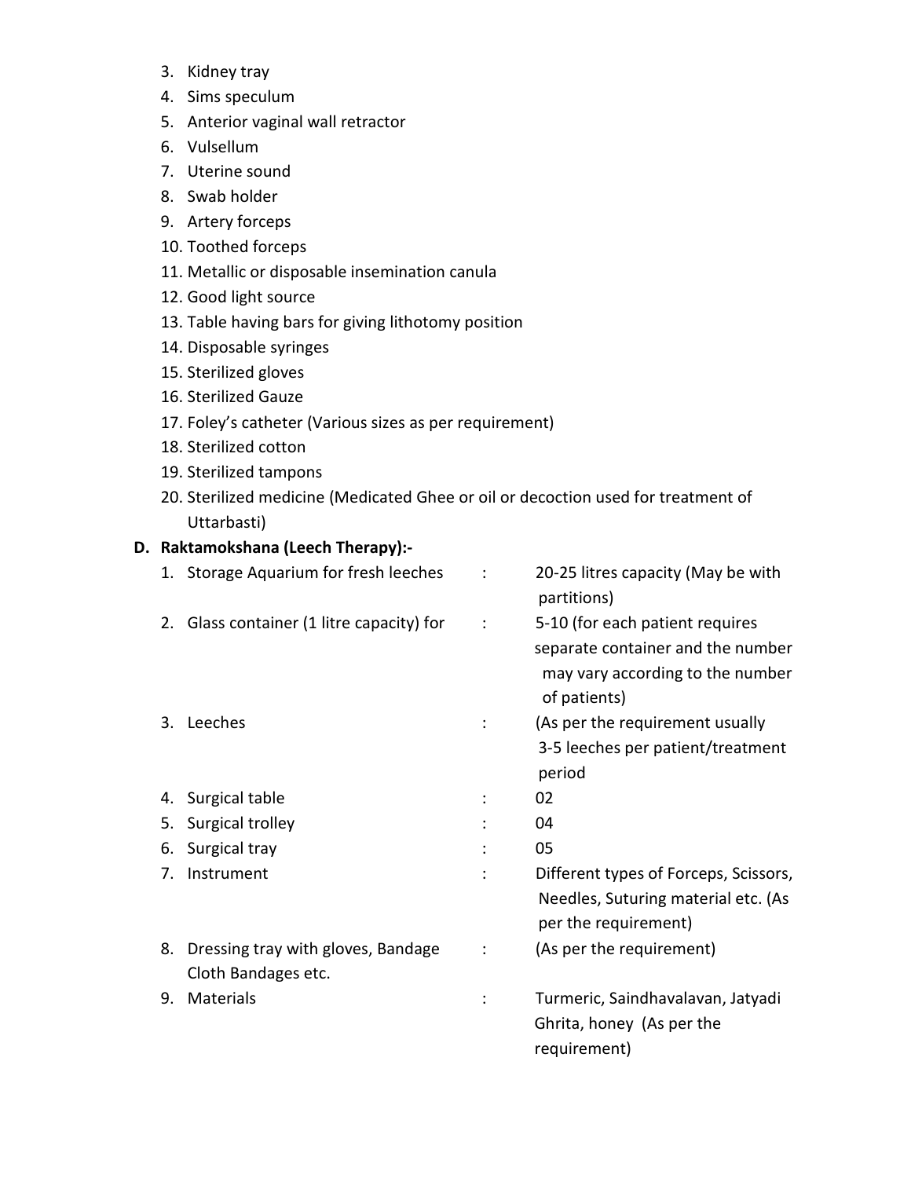3. Kidney tray
4. Sims speculum
5. Anterior vaginal wall retractor
6. Vulsellum
7. Uterine sound
8. Swab holder
9. Artery forceps
10. Toothed forceps
11. Metallic or disposable insemination canula
12. Good light source
13. Table having bars for giving lithotomy position
14. Disposable syringes
15. Sterilized gloves
16. Sterilized Gauze
17. Foley's catheter (Various sizes as per requirement)
18. Sterilized cotton
19. Sterilized tampons
20. Sterilized medicine (Medicated Ghee or oil or decoction used for treatment of Uttarbasti)

**D. Raktamokshana (Leech Therapy):-**

| | | | |
|---|---|---|---|
| 1. | Storage Aquarium for fresh leeches | : | 20-25 litres capacity (May be with partitions) |
| 2. | Glass container (1 litre capacity) for | : | 5-10 (for each patient requires separate container and the number may vary according to the number of patients) |
| 3. | Leeches | : | (As per the requirement usually 3-5 leeches per patient/treatment period |
| 4. | Surgical table | : | 02 |
| 5. | Surgical trolley | : | 04 |
| 6. | Surgical tray | : | 05 |
| 7. | Instrument | : | Different types of Forceps, Scissors, Needles, Suturing material etc. (As per the requirement) |
| 8. | Dressing tray with gloves, Bandage Cloth Bandages etc. | : | (As per the requirement) |
| 9. | Materials | : | Turmeric, Saindhavalavan, Jatyadi Ghrita, honey (As per the requirement) |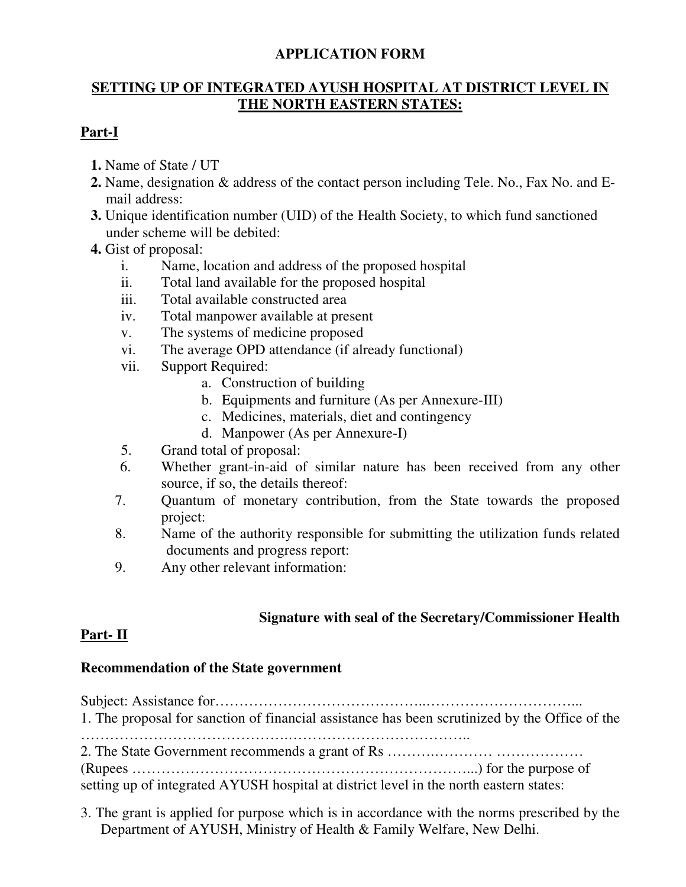**APPLICATION FORM**

**SETTING UP OF INTEGRATED AYUSH HOSPITAL AT DISTRICT LEVEL IN THE NORTH EASTERN STATES:**

**Part-I**

1. Name of State / UT
2. Name, designation & address of the contact person including Tele. No., Fax No. and E-mail address:
3. Unique identification number (UID) of the Health Society, to which fund sanctioned under scheme will be debited:
4. Gist of proposal:
   - i. Name, location and address of the proposed hospital
   - ii. Total land available for the proposed hospital
   - iii. Total available constructed area
   - iv. Total manpower available at present
   - v. The systems of medicine proposed
   - vi. The average OPD attendance (if already functional)
   - vii. Support Required:
     - a. Construction of building
     - b. Equipments and furniture (As per Annexure-III)
     - c. Medicines, materials, diet and contingency
     - d. Manpower (As per Annexure-I)
5. Grand total of proposal:
6. Whether grant-in-aid of similar nature has been received from any other source, if so, the details thereof:
7. Quantum of monetary contribution, from the State towards the proposed project:
8. Name of the authority responsible for submitting the utilization funds related documents and progress report:
9. Any other relevant information:

**Signature with seal of the Secretary/Commissioner Health**

**Part- II**

**Recommendation of the State government**

Subject: Assistance for……………………………………..…………………………...

1. The proposal for sanction of financial assistance has been scrutinized by the Office of the ……………………………………..………………………………..

2. The State Government recommends a grant of Rs ……….………… ……………… (Rupees …………………………………………………………...) for the purpose of setting up of integrated AYUSH hospital at district level in the north eastern states:

3. The grant is applied for purpose which is in accordance with the norms prescribed by the Department of AYUSH, Ministry of Health & Family Welfare, New Delhi.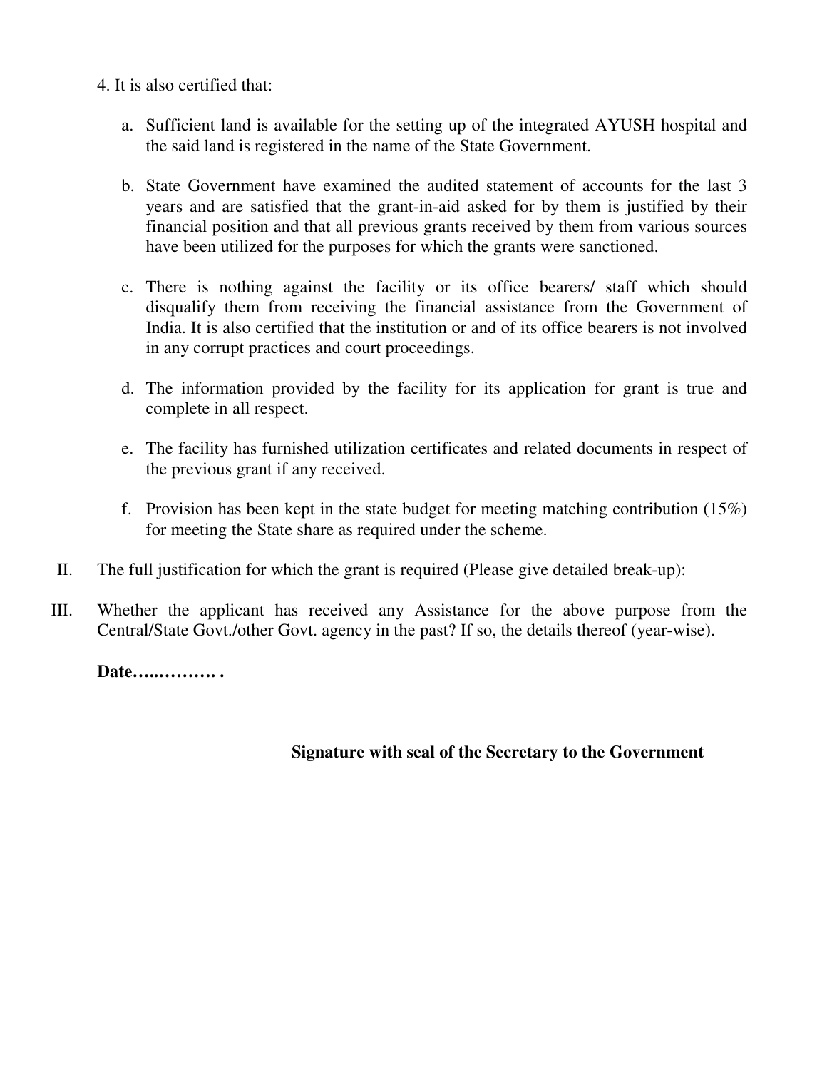4. It is also certified that:

   a. Sufficient land is available for the setting up of the integrated AYUSH hospital and the said land is registered in the name of the State Government.

   b. State Government have examined the audited statement of accounts for the last 3 years and are satisfied that the grant-in-aid asked for by them is justified by their financial position and that all previous grants received by them from various sources have been utilized for the purposes for which the grants were sanctioned.

   c. There is nothing against the facility or its office bearers/ staff which should disqualify them from receiving the financial assistance from the Government of India. It is also certified that the institution or and of its office bearers is not involved in any corrupt practices and court proceedings.

   d. The information provided by the facility for its application for grant is true and complete in all respect.

   e. The facility has furnished utilization certificates and related documents in respect of the previous grant if any received.

   f. Provision has been kept in the state budget for meeting matching contribution (15%) for meeting the State share as required under the scheme.

II. The full justification for which the grant is required (Please give detailed break-up):

III. Whether the applicant has received any Assistance for the above purpose from the Central/State Govt./other Govt. agency in the past? If so, the details thereof (year-wise).

**Date…..………. .**

**Signature with seal of the Secretary to the Government**